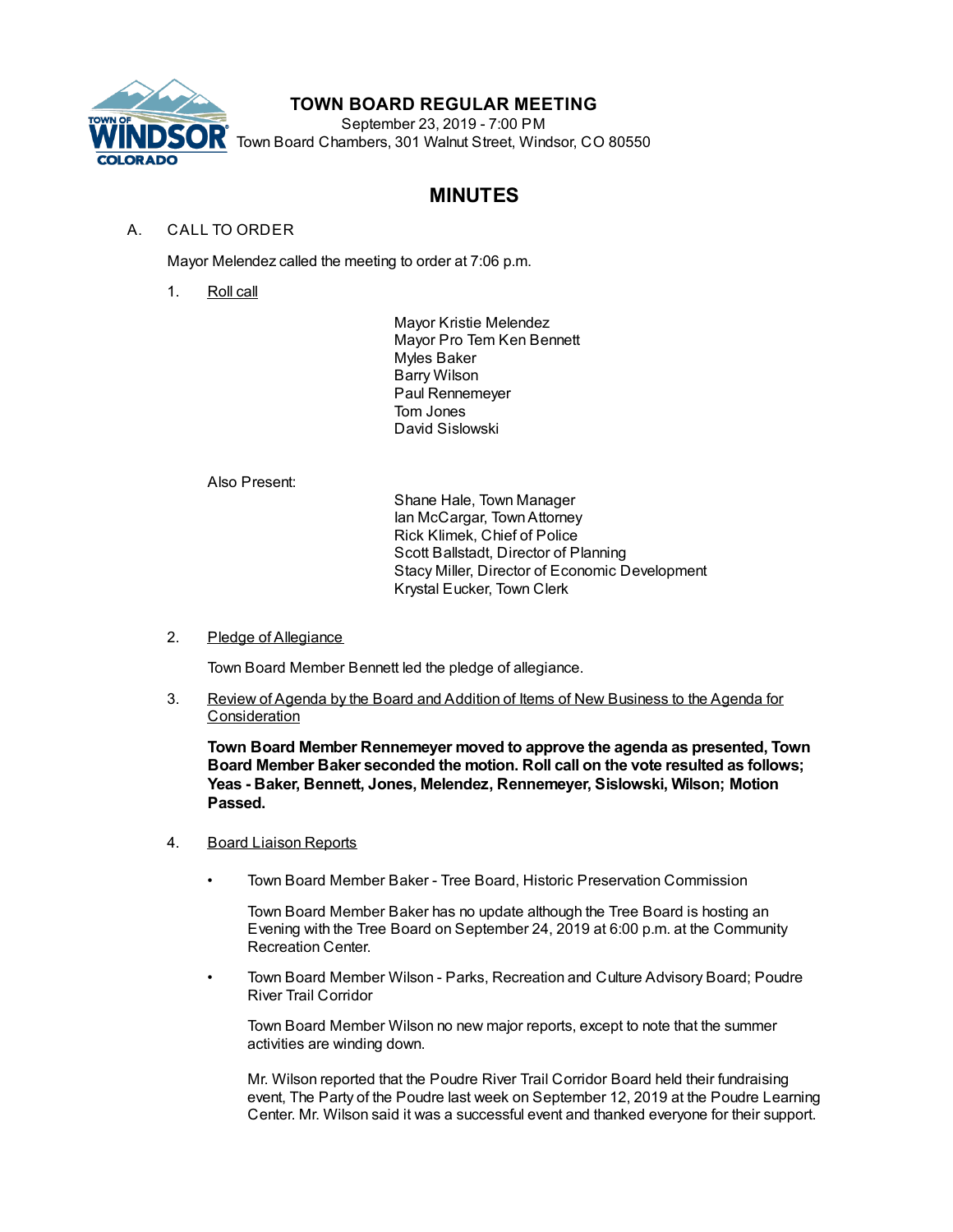# TOWN BOARD REGULAR MEETING

September 23, 2019 - 7:00 PM
Town Board Chambers, 301 Walnut Street, Windsor, CO 80550

## MINUTES

A. CALL TO ORDER

Mayor Melendez called the meeting to order at 7:06 p.m.

1. Roll call

Mayor Kristie Melendez
Mayor Pro Tem Ken Bennett
Myles Baker
Barry Wilson
Paul Rennemeyer
Tom Jones
David Sislowski

Also Present:

Shane Hale, Town Manager
Ian McCargar, Town Attorney
Rick Klimek, Chief of Police
Scott Ballstadt, Director of Planning
Stacy Miller, Director of Economic Development
Krystal Eucker, Town Clerk

2. Pledge of Allegiance

Town Board Member Bennett led the pledge of allegiance.

3. Review of Agenda by the Board and Addition of Items of New Business to the Agenda for Consideration

**Town Board Member Rennemeyer moved to approve the agenda as presented, Town Board Member Baker seconded the motion. Roll call on the vote resulted as follows; Yeas - Baker, Bennett, Jones, Melendez, Rennemeyer, Sislowski, Wilson; Motion Passed.**

4. Board Liaison Reports

- Town Board Member Baker - Tree Board, Historic Preservation Commission

  Town Board Member Baker has no update although the Tree Board is hosting an Evening with the Tree Board on September 24, 2019 at 6:00 p.m. at the Community Recreation Center.

- Town Board Member Wilson - Parks, Recreation and Culture Advisory Board; Poudre River Trail Corridor

  Town Board Member Wilson no new major reports, except to note that the summer activities are winding down.

  Mr. Wilson reported that the Poudre River Trail Corridor Board held their fundraising event, The Party of the Poudre last week on September 12, 2019 at the Poudre Learning Center. Mr. Wilson said it was a successful event and thanked everyone for their support.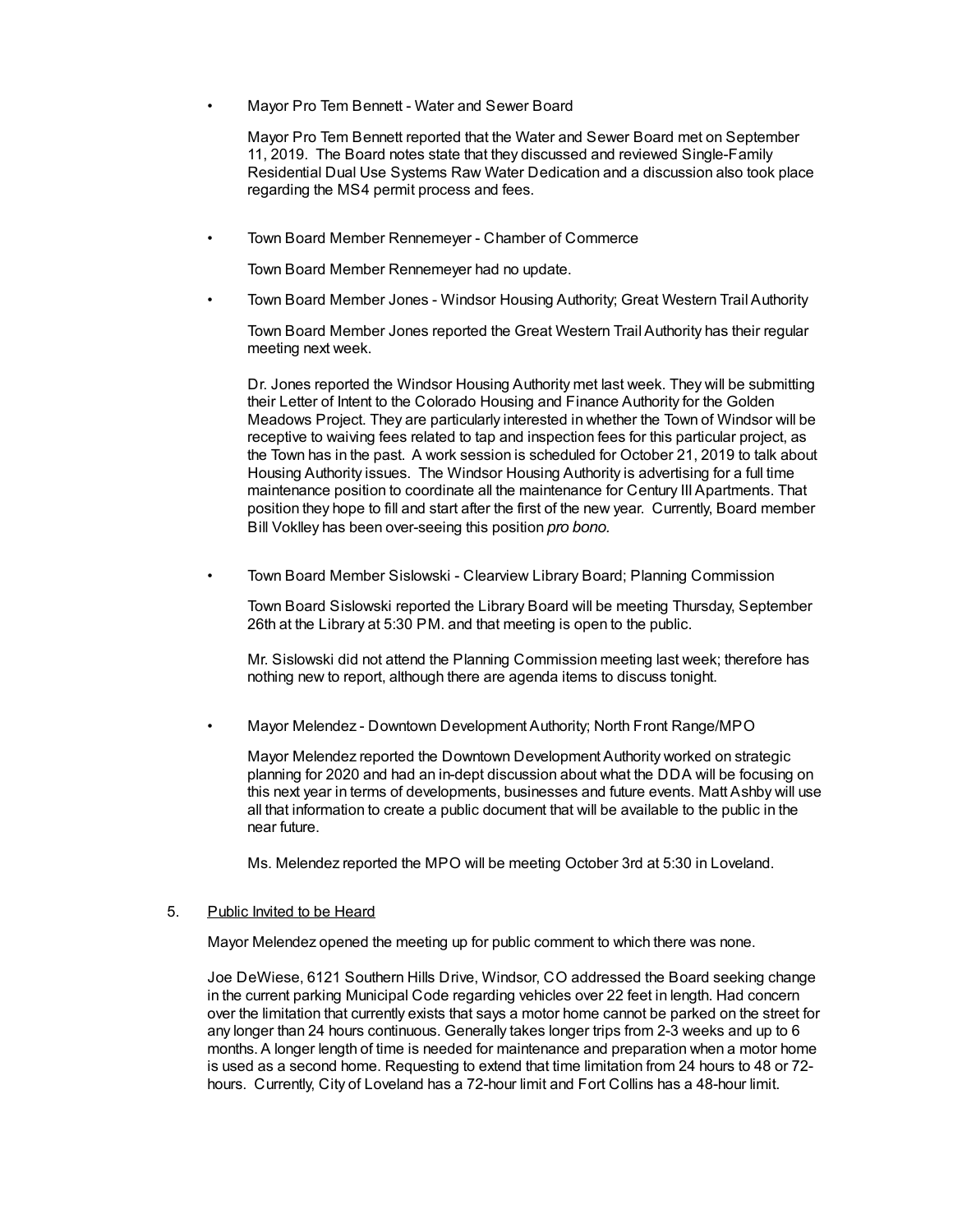- Mayor Pro Tem Bennett - Water and Sewer Board

  Mayor Pro Tem Bennett reported that the Water and Sewer Board met on September 11, 2019. The Board notes state that they discussed and reviewed Single-Family Residential Dual Use Systems Raw Water Dedication and a discussion also took place regarding the MS4 permit process and fees.

- Town Board Member Rennemeyer - Chamber of Commerce

  Town Board Member Rennemeyer had no update.

- Town Board Member Jones - Windsor Housing Authority; Great Western Trail Authority

  Town Board Member Jones reported the Great Western Trail Authority has their regular meeting next week.

  Dr. Jones reported the Windsor Housing Authority met last week. They will be submitting their Letter of Intent to the Colorado Housing and Finance Authority for the Golden Meadows Project. They are particularly interested in whether the Town of Windsor will be receptive to waiving fees related to tap and inspection fees for this particular project, as the Town has in the past. A work session is scheduled for October 21, 2019 to talk about Housing Authority issues. The Windsor Housing Authority is advertising for a full time maintenance position to coordinate all the maintenance for Century III Apartments. That position they hope to fill and start after the first of the new year. Currently, Board member Bill Voklley has been over-seeing this position *pro bono.*

- Town Board Member Sislowski - Clearview Library Board; Planning Commission

  Town Board Sislowski reported the Library Board will be meeting Thursday, September 26th at the Library at 5:30 PM. and that meeting is open to the public.

  Mr. Sislowski did not attend the Planning Commission meeting last week; therefore has nothing new to report, although there are agenda items to discuss tonight.

- Mayor Melendez - Downtown Development Authority; North Front Range/MPO

  Mayor Melendez reported the Downtown Development Authority worked on strategic planning for 2020 and had an in-dept discussion about what the DDA will be focusing on this next year in terms of developments, businesses and future events. Matt Ashby will use all that information to create a public document that will be available to the public in the near future.

  Ms. Melendez reported the MPO will be meeting October 3rd at 5:30 in Loveland.

5. Public Invited to be Heard

   Mayor Melendez opened the meeting up for public comment to which there was none.

   Joe DeWiese, 6121 Southern Hills Drive, Windsor, CO addressed the Board seeking change in the current parking Municipal Code regarding vehicles over 22 feet in length. Had concern over the limitation that currently exists that says a motor home cannot be parked on the street for any longer than 24 hours continuous. Generally takes longer trips from 2-3 weeks and up to 6 months. A longer length of time is needed for maintenance and preparation when a motor home is used as a second home. Requesting to extend that time limitation from 24 hours to 48 or 72-hours. Currently, City of Loveland has a 72-hour limit and Fort Collins has a 48-hour limit.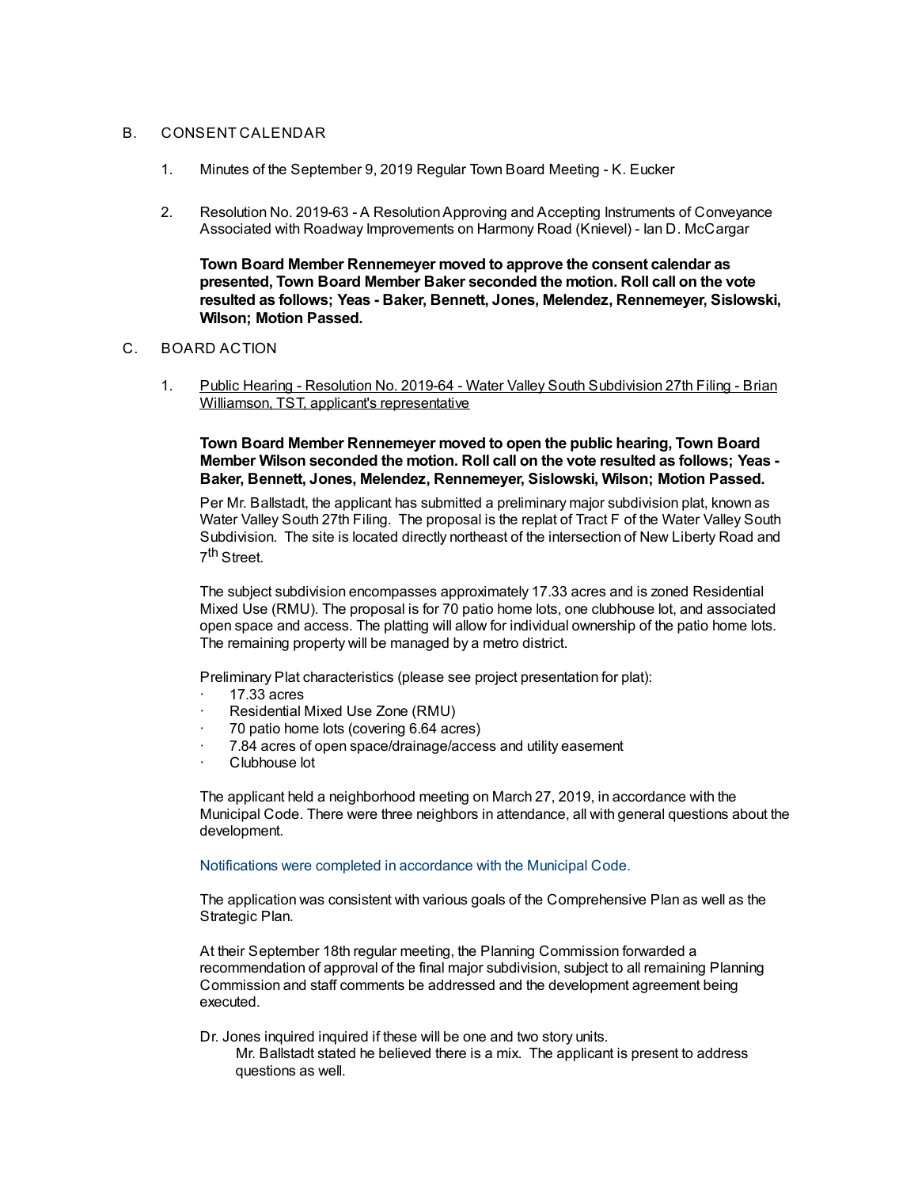B. CONSENT CALENDAR

1. Minutes of the September 9, 2019 Regular Town Board Meeting - K. Eucker

2. Resolution No. 2019-63 - A Resolution Approving and Accepting Instruments of Conveyance Associated with Roadway Improvements on Harmony Road (Knievel) - Ian D. McCargar

   **Town Board Member Rennemeyer moved to approve the consent calendar as presented, Town Board Member Baker seconded the motion. Roll call on the vote resulted as follows; Yeas - Baker, Bennett, Jones, Melendez, Rennemeyer, Sislowski, Wilson; Motion Passed.**

C. BOARD ACTION

1. Public Hearing - Resolution No. 2019-64 - Water Valley South Subdivision 27th Filing - Brian Williamson, TST, applicant's representative

   **Town Board Member Rennemeyer moved to open the public hearing, Town Board Member Wilson seconded the motion. Roll call on the vote resulted as follows; Yeas - Baker, Bennett, Jones, Melendez, Rennemeyer, Sislowski, Wilson; Motion Passed.**

   Per Mr. Ballstadt, the applicant has submitted a preliminary major subdivision plat, known as Water Valley South 27th Filing. The proposal is the replat of Tract F of the Water Valley South Subdivision. The site is located directly northeast of the intersection of New Liberty Road and 7th Street.

   The subject subdivision encompasses approximately 17.33 acres and is zoned Residential Mixed Use (RMU). The proposal is for 70 patio home lots, one clubhouse lot, and associated open space and access. The platting will allow for individual ownership of the patio home lots. The remaining property will be managed by a metro district.

   Preliminary Plat characteristics (please see project presentation for plat):
   - 17.33 acres
   - Residential Mixed Use Zone (RMU)
   - 70 patio home lots (covering 6.64 acres)
   - 7.84 acres of open space/drainage/access and utility easement
   - Clubhouse lot

   The applicant held a neighborhood meeting on March 27, 2019, in accordance with the Municipal Code. There were three neighbors in attendance, all with general questions about the development.

   Notifications were completed in accordance with the Municipal Code.

   The application was consistent with various goals of the Comprehensive Plan as well as the Strategic Plan.

   At their September 18th regular meeting, the Planning Commission forwarded a recommendation of approval of the final major subdivision, subject to all remaining Planning Commission and staff comments be addressed and the development agreement being executed.

   Dr. Jones inquired inquired if these will be one and two story units.

      Mr. Ballstadt stated he believed there is a mix. The applicant is present to address questions as well.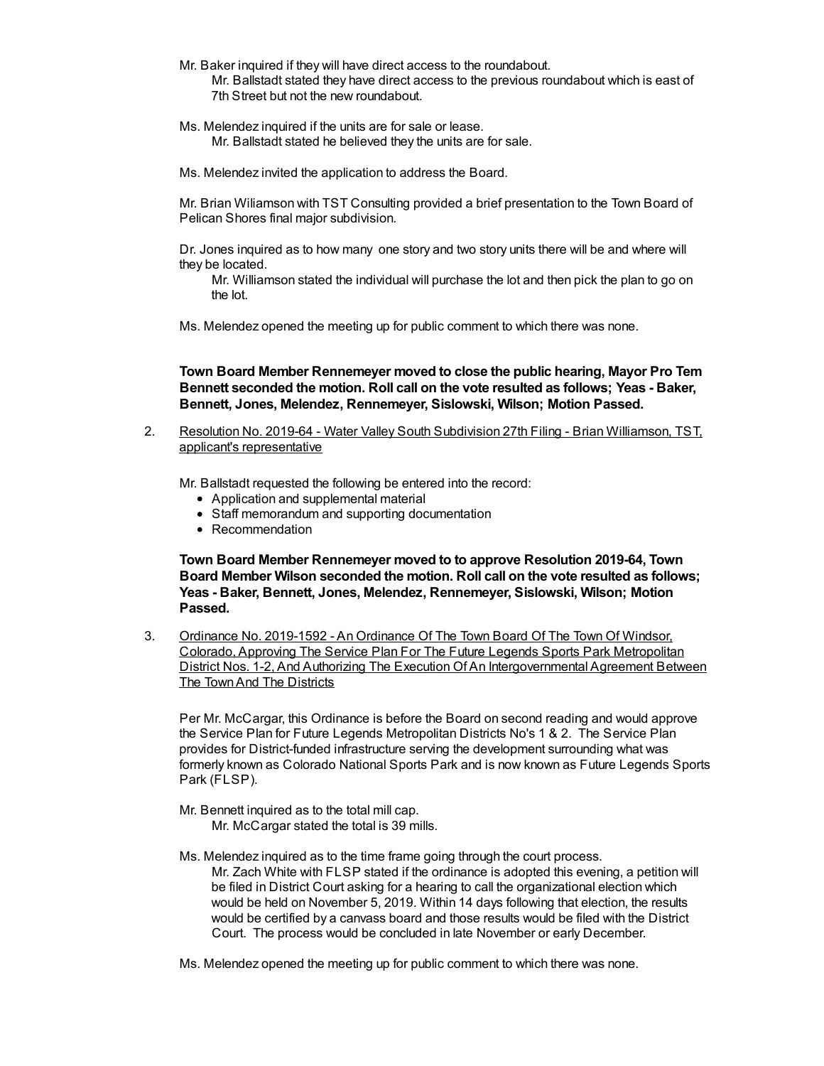Mr. Baker inquired if they will have direct access to the roundabout.

> Mr. Ballstadt stated they have direct access to the previous roundabout which is east of 7th Street but not the new roundabout.

Ms. Melendez inquired if the units are for sale or lease.

> Mr. Ballstadt stated he believed they the units are for sale.

Ms. Melendez invited the application to address the Board.

Mr. Brian Wiliamson with TST Consulting provided a brief presentation to the Town Board of Pelican Shores final major subdivision.

Dr. Jones inquired as to how many one story and two story units there will be and where will they be located.

> Mr. Williamson stated the individual will purchase the lot and then pick the plan to go on the lot.

Ms. Melendez opened the meeting up for public comment to which there was none.

**Town Board Member Rennemeyer moved to close the public hearing, Mayor Pro Tem Bennett seconded the motion. Roll call on the vote resulted as follows; Yeas - Baker, Bennett, Jones, Melendez, Rennemeyer, Sislowski, Wilson; Motion Passed.**

2. Resolution No. 2019-64 - Water Valley South Subdivision 27th Filing - Brian Williamson, TST, applicant's representative

Mr. Ballstadt requested the following be entered into the record:

- Application and supplemental material
- Staff memorandum and supporting documentation
- Recommendation

**Town Board Member Rennemeyer moved to to approve Resolution 2019-64, Town Board Member Wilson seconded the motion. Roll call on the vote resulted as follows; Yeas - Baker, Bennett, Jones, Melendez, Rennemeyer, Sislowski, Wilson; Motion Passed.**

3. Ordinance No. 2019-1592 - An Ordinance Of The Town Board Of The Town Of Windsor, Colorado, Approving The Service Plan For The Future Legends Sports Park Metropolitan District Nos. 1-2, And Authorizing The Execution Of An Intergovernmental Agreement Between The Town And The Districts

Per Mr. McCargar, this Ordinance is before the Board on second reading and would approve the Service Plan for Future Legends Metropolitan Districts No's 1 & 2. The Service Plan provides for District-funded infrastructure serving the development surrounding what was formerly known as Colorado National Sports Park and is now known as Future Legends Sports Park (FLSP).

Mr. Bennett inquired as to the total mill cap.

> Mr. McCargar stated the total is 39 mills.

Ms. Melendez inquired as to the time frame going through the court process.

> Mr. Zach White with FLSP stated if the ordinance is adopted this evening, a petition will be filed in District Court asking for a hearing to call the organizational election which would be held on November 5, 2019. Within 14 days following that election, the results would be certified by a canvass board and those results would be filed with the District Court. The process would be concluded in late November or early December.

Ms. Melendez opened the meeting up for public comment to which there was none.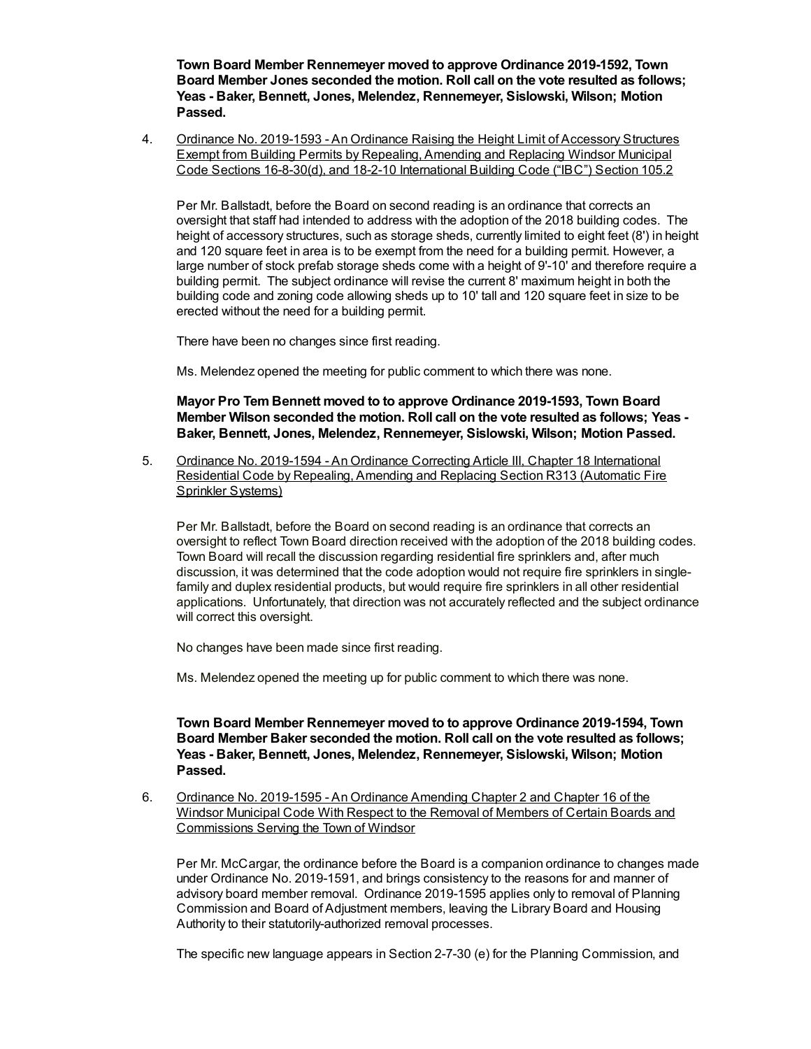**Town Board Member Rennemeyer moved to approve Ordinance 2019-1592, Town Board Member Jones seconded the motion. Roll call on the vote resulted as follows; Yeas - Baker, Bennett, Jones, Melendez, Rennemeyer, Sislowski, Wilson; Motion Passed.**

4. Ordinance No. 2019-1593 - An Ordinance Raising the Height Limit of Accessory Structures Exempt from Building Permits by Repealing, Amending and Replacing Windsor Municipal Code Sections 16-8-30(d), and 18-2-10 International Building Code ("IBC") Section 105.2

   Per Mr. Ballstadt, before the Board on second reading is an ordinance that corrects an oversight that staff had intended to address with the adoption of the 2018 building codes. The height of accessory structures, such as storage sheds, currently limited to eight feet (8') in height and 120 square feet in area is to be exempt from the need for a building permit. However, a large number of stock prefab storage sheds come with a height of 9'-10' and therefore require a building permit. The subject ordinance will revise the current 8' maximum height in both the building code and zoning code allowing sheds up to 10' tall and 120 square feet in size to be erected without the need for a building permit.

   There have been no changes since first reading.

   Ms. Melendez opened the meeting for public comment to which there was none.

   **Mayor Pro Tem Bennett moved to to approve Ordinance 2019-1593, Town Board Member Wilson seconded the motion. Roll call on the vote resulted as follows; Yeas - Baker, Bennett, Jones, Melendez, Rennemeyer, Sislowski, Wilson; Motion Passed.**

5. Ordinance No. 2019-1594 - An Ordinance Correcting Article III, Chapter 18 International Residential Code by Repealing, Amending and Replacing Section R313 (Automatic Fire Sprinkler Systems)

   Per Mr. Ballstadt, before the Board on second reading is an ordinance that corrects an oversight to reflect Town Board direction received with the adoption of the 2018 building codes. Town Board will recall the discussion regarding residential fire sprinklers and, after much discussion, it was determined that the code adoption would not require fire sprinklers in single-family and duplex residential products, but would require fire sprinklers in all other residential applications. Unfortunately, that direction was not accurately reflected and the subject ordinance will correct this oversight.

   No changes have been made since first reading.

   Ms. Melendez opened the meeting up for public comment to which there was none.

   **Town Board Member Rennemeyer moved to to approve Ordinance 2019-1594, Town Board Member Baker seconded the motion. Roll call on the vote resulted as follows; Yeas - Baker, Bennett, Jones, Melendez, Rennemeyer, Sislowski, Wilson; Motion Passed.**

6. Ordinance No. 2019-1595 - An Ordinance Amending Chapter 2 and Chapter 16 of the Windsor Municipal Code With Respect to the Removal of Members of Certain Boards and Commissions Serving the Town of Windsor

   Per Mr. McCargar, the ordinance before the Board is a companion ordinance to changes made under Ordinance No. 2019-1591, and brings consistency to the reasons for and manner of advisory board member removal. Ordinance 2019-1595 applies only to removal of Planning Commission and Board of Adjustment members, leaving the Library Board and Housing Authority to their statutorily-authorized removal processes.

   The specific new language appears in Section 2-7-30 (e) for the Planning Commission, and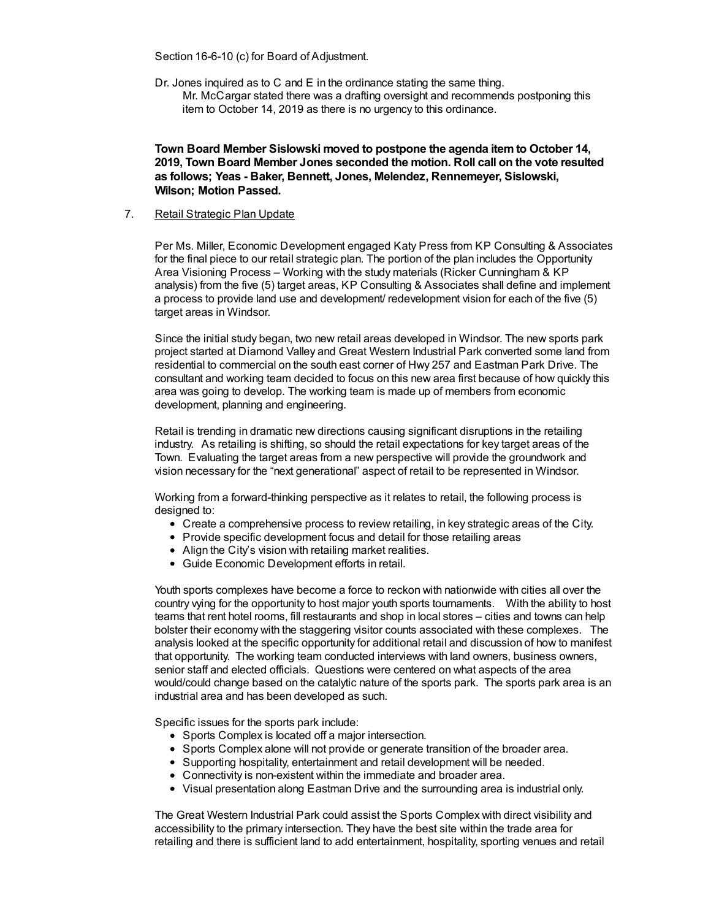Section 16-6-10 (c) for Board of Adjustment.

Dr. Jones inquired as to C and E in the ordinance stating the same thing.
Mr. McCargar stated there was a drafting oversight and recommends postponing this item to October 14, 2019 as there is no urgency to this ordinance.

**Town Board Member Sislowski moved to postpone the agenda item to October 14, 2019, Town Board Member Jones seconded the motion. Roll call on the vote resulted as follows; Yeas - Baker, Bennett, Jones, Melendez, Rennemeyer, Sislowski, Wilson; Motion Passed.**

7. Retail Strategic Plan Update

Per Ms. Miller, Economic Development engaged Katy Press from KP Consulting & Associates for the final piece to our retail strategic plan. The portion of the plan includes the Opportunity Area Visioning Process – Working with the study materials (Ricker Cunningham & KP analysis) from the five (5) target areas, KP Consulting & Associates shall define and implement a process to provide land use and development/ redevelopment vision for each of the five (5) target areas in Windsor.

Since the initial study began, two new retail areas developed in Windsor. The new sports park project started at Diamond Valley and Great Western Industrial Park converted some land from residential to commercial on the south east corner of Hwy 257 and Eastman Park Drive. The consultant and working team decided to focus on this new area first because of how quickly this area was going to develop. The working team is made up of members from economic development, planning and engineering.

Retail is trending in dramatic new directions causing significant disruptions in the retailing industry. As retailing is shifting, so should the retail expectations for key target areas of the Town. Evaluating the target areas from a new perspective will provide the groundwork and vision necessary for the "next generational" aspect of retail to be represented in Windsor.

Working from a forward-thinking perspective as it relates to retail, the following process is designed to:

- Create a comprehensive process to review retailing, in key strategic areas of the City.
- Provide specific development focus and detail for those retailing areas
- Align the City's vision with retailing market realities.
- Guide Economic Development efforts in retail.

Youth sports complexes have become a force to reckon with nationwide with cities all over the country vying for the opportunity to host major youth sports tournaments. With the ability to host teams that rent hotel rooms, fill restaurants and shop in local stores – cities and towns can help bolster their economy with the staggering visitor counts associated with these complexes. The analysis looked at the specific opportunity for additional retail and discussion of how to manifest that opportunity. The working team conducted interviews with land owners, business owners, senior staff and elected officials. Questions were centered on what aspects of the area would/could change based on the catalytic nature of the sports park. The sports park area is an industrial area and has been developed as such.

Specific issues for the sports park include:

- Sports Complex is located off a major intersection.
- Sports Complex alone will not provide or generate transition of the broader area.
- Supporting hospitality, entertainment and retail development will be needed.
- Connectivity is non-existent within the immediate and broader area.
- Visual presentation along Eastman Drive and the surrounding area is industrial only.

The Great Western Industrial Park could assist the Sports Complex with direct visibility and accessibility to the primary intersection. They have the best site within the trade area for retailing and there is sufficient land to add entertainment, hospitality, sporting venues and retail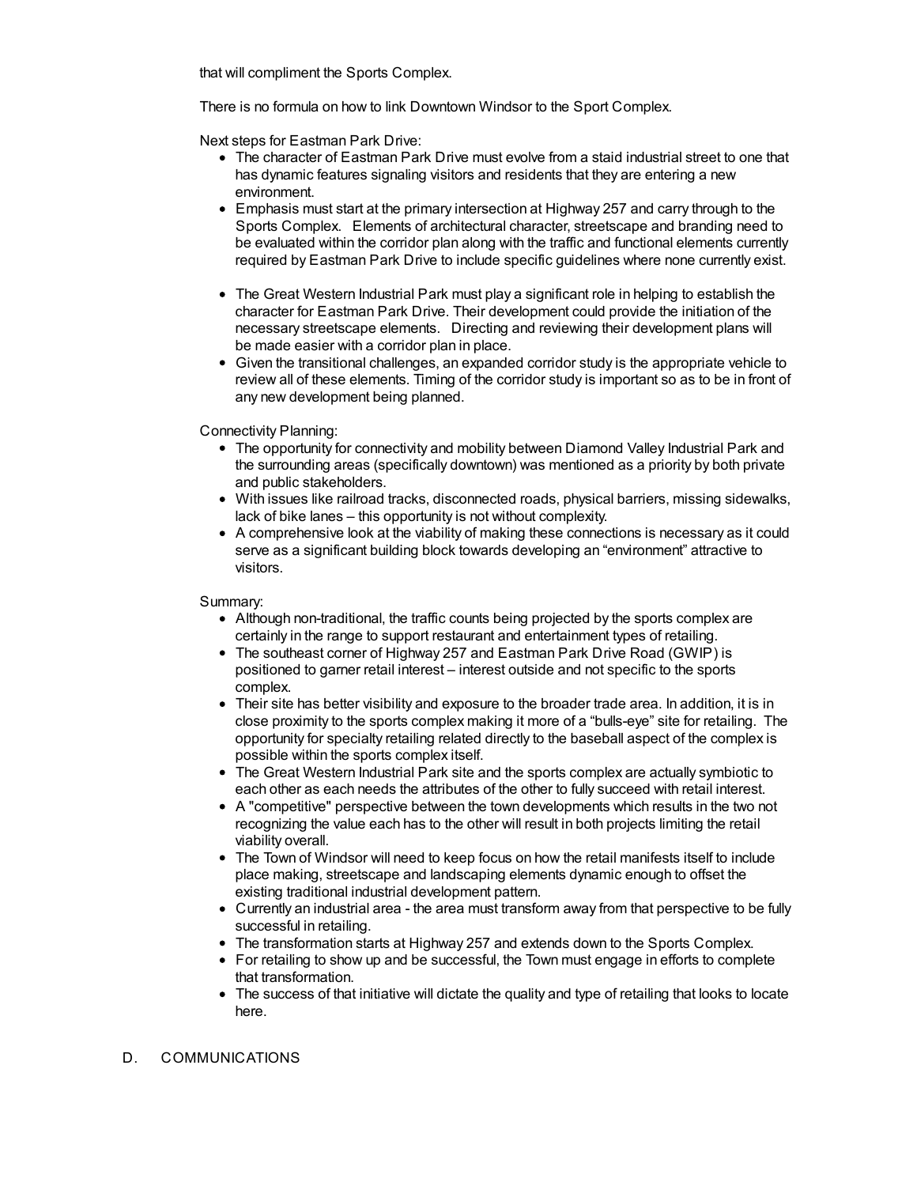that will compliment the Sports Complex.

There is no formula on how to link Downtown Windsor to the Sport Complex.

Next steps for Eastman Park Drive:

- The character of Eastman Park Drive must evolve from a staid industrial street to one that has dynamic features signaling visitors and residents that they are entering a new environment.
- Emphasis must start at the primary intersection at Highway 257 and carry through to the Sports Complex. Elements of architectural character, streetscape and branding need to be evaluated within the corridor plan along with the traffic and functional elements currently required by Eastman Park Drive to include specific guidelines where none currently exist.
- The Great Western Industrial Park must play a significant role in helping to establish the character for Eastman Park Drive. Their development could provide the initiation of the necessary streetscape elements. Directing and reviewing their development plans will be made easier with a corridor plan in place.
- Given the transitional challenges, an expanded corridor study is the appropriate vehicle to review all of these elements. Timing of the corridor study is important so as to be in front of any new development being planned.

Connectivity Planning:

- The opportunity for connectivity and mobility between Diamond Valley Industrial Park and the surrounding areas (specifically downtown) was mentioned as a priority by both private and public stakeholders.
- With issues like railroad tracks, disconnected roads, physical barriers, missing sidewalks, lack of bike lanes – this opportunity is not without complexity.
- A comprehensive look at the viability of making these connections is necessary as it could serve as a significant building block towards developing an "environment" attractive to visitors.

Summary:

- Although non-traditional, the traffic counts being projected by the sports complex are certainly in the range to support restaurant and entertainment types of retailing.
- The southeast corner of Highway 257 and Eastman Park Drive Road (GWIP) is positioned to garner retail interest – interest outside and not specific to the sports complex.
- Their site has better visibility and exposure to the broader trade area. In addition, it is in close proximity to the sports complex making it more of a "bulls-eye" site for retailing. The opportunity for specialty retailing related directly to the baseball aspect of the complex is possible within the sports complex itself.
- The Great Western Industrial Park site and the sports complex are actually symbiotic to each other as each needs the attributes of the other to fully succeed with retail interest.
- A "competitive" perspective between the town developments which results in the two not recognizing the value each has to the other will result in both projects limiting the retail viability overall.
- The Town of Windsor will need to keep focus on how the retail manifests itself to include place making, streetscape and landscaping elements dynamic enough to offset the existing traditional industrial development pattern.
- Currently an industrial area - the area must transform away from that perspective to be fully successful in retailing.
- The transformation starts at Highway 257 and extends down to the Sports Complex.
- For retailing to show up and be successful, the Town must engage in efforts to complete that transformation.
- The success of that initiative will dictate the quality and type of retailing that looks to locate here.

D. COMMUNICATIONS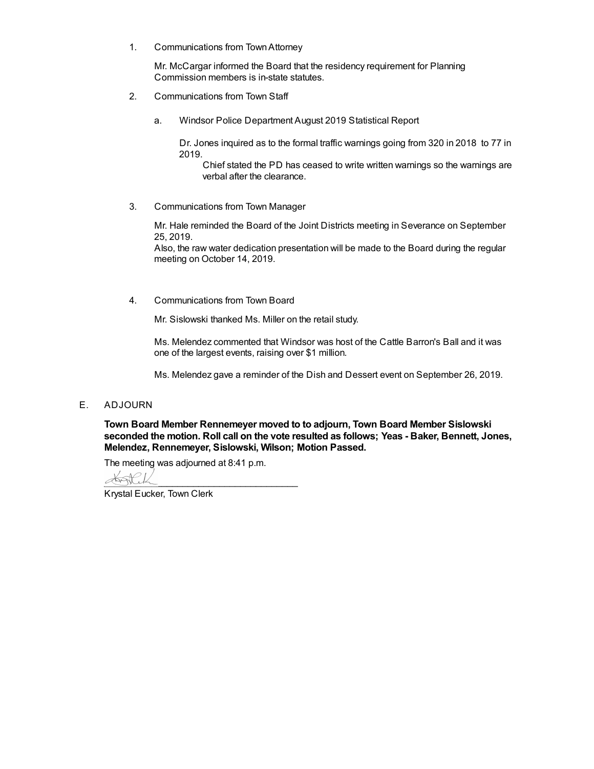1. Communications from Town Attorney

   Mr. McCargar informed the Board that the residency requirement for Planning Commission members is in-state statutes.

2. Communications from Town Staff

   a. Windsor Police Department August 2019 Statistical Report

      Dr. Jones inquired as to the formal traffic warnings going from 320 in 2018 to 77 in 2019.

      Chief stated the PD has ceased to write written warnings so the warnings are verbal after the clearance.

3. Communications from Town Manager

   Mr. Hale reminded the Board of the Joint Districts meeting in Severance on September 25, 2019.
   Also, the raw water dedication presentation will be made to the Board during the regular meeting on October 14, 2019.

4. Communications from Town Board

   Mr. Sislowski thanked Ms. Miller on the retail study.

   Ms. Melendez commented that Windsor was host of the Cattle Barron's Ball and it was one of the largest events, raising over $1 million.

   Ms. Melendez gave a reminder of the Dish and Dessert event on September 26, 2019.

E. ADJOURN

**Town Board Member Rennemeyer moved to to adjourn, Town Board Member Sislowski seconded the motion. Roll call on the vote resulted as follows; Yeas - Baker, Bennett, Jones, Melendez, Rennemeyer, Sislowski, Wilson; Motion Passed.**

The meeting was adjourned at 8:41 p.m.

\_\_\_\_\_\_\_\_\_\_\_\_\_\_\_\_\_\_\_\_\_\_\_\_\_\_\_\_\_\_\_\_\_\_\_\_\_\_\_\_

Krystal Eucker, Town Clerk